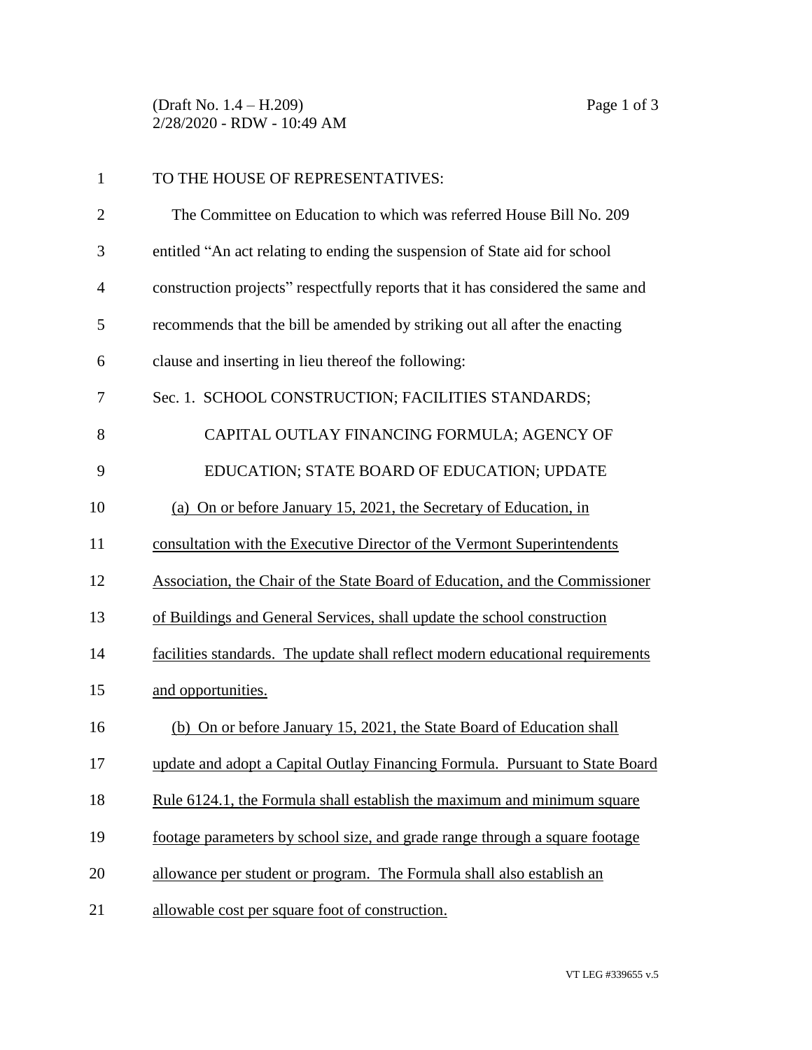TO THE HOUSE OF REPRESENTATIVES:

The Committee on Education to which was referred House Bill No. 209 entitled "An act relating to ending the suspension of State aid for school construction projects" respectfully reports that it has considered the same and recommends that the bill be amended by striking out all after the enacting clause and inserting in lieu thereof the following:

Sec. 1. SCHOOL CONSTRUCTION; FACILITIES STANDARDS; CAPITAL OUTLAY FINANCING FORMULA; AGENCY OF EDUCATION; STATE BOARD OF EDUCATION; UPDATE

(a) On or before January 15, 2021, the Secretary of Education, in consultation with the Executive Director of the Vermont Superintendents Association, the Chair of the State Board of Education, and the Commissioner of Buildings and General Services, shall update the school construction facilities standards. The update shall reflect modern educational requirements and opportunities.

(b) On or before January 15, 2021, the State Board of Education shall update and adopt a Capital Outlay Financing Formula. Pursuant to State Board Rule 6124.1, the Formula shall establish the maximum and minimum square footage parameters by school size, and grade range through a square footage allowance per student or program. The Formula shall also establish an allowable cost per square foot of construction.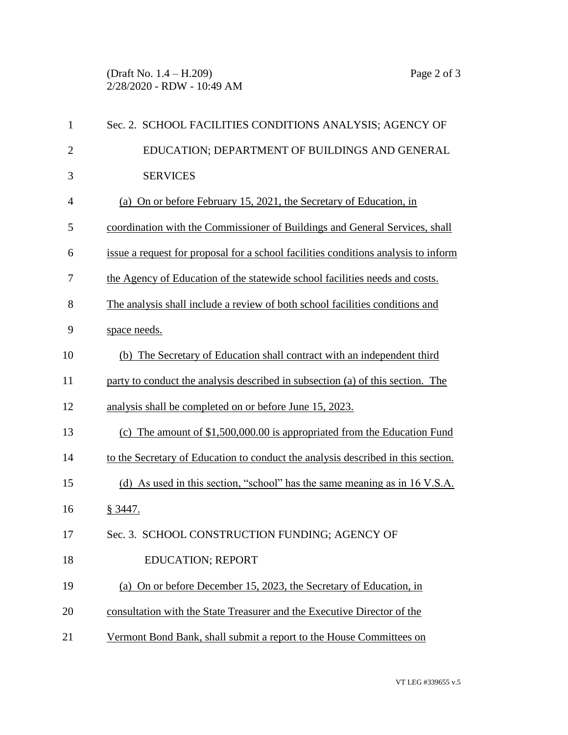Sec. 2. SCHOOL FACILITIES CONDITIONS ANALYSIS; AGENCY OF EDUCATION; DEPARTMENT OF BUILDINGS AND GENERAL SERVICES

(a) On or before February 15, 2021, the Secretary of Education, in coordination with the Commissioner of Buildings and General Services, shall issue a request for proposal for a school facilities conditions analysis to inform the Agency of Education of the statewide school facilities needs and costs. The analysis shall include a review of both school facilities conditions and space needs.

(b) The Secretary of Education shall contract with an independent third party to conduct the analysis described in subsection (a) of this section. The analysis shall be completed on or before June 15, 2023.

(c) The amount of $1,500,000.00 is appropriated from the Education Fund to the Secretary of Education to conduct the analysis described in this section.

(d) As used in this section, "school" has the same meaning as in 16 V.S.A. § 3447.

Sec. 3. SCHOOL CONSTRUCTION FUNDING; AGENCY OF EDUCATION; REPORT

(a) On or before December 15, 2023, the Secretary of Education, in consultation with the State Treasurer and the Executive Director of the Vermont Bond Bank, shall submit a report to the House Committees on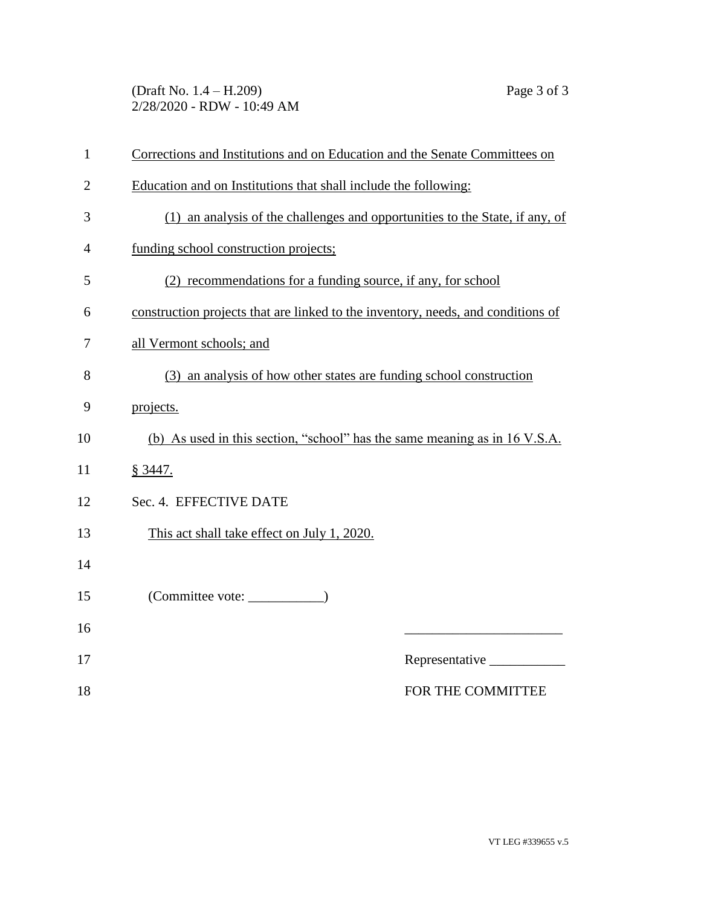Corrections and Institutions and on Education and the Senate Committees on Education and on Institutions that shall include the following:

(1) an analysis of the challenges and opportunities to the State, if any, of funding school construction projects;

(2) recommendations for a funding source, if any, for school construction projects that are linked to the inventory, needs, and conditions of all Vermont schools; and

(3) an analysis of how other states are funding school construction projects.

(b) As used in this section, "school" has the same meaning as in 16 V.S.A. § 3447.

Sec. 4. EFFECTIVE DATE

This act shall take effect on July 1, 2020.

(Committee vote: ___________)

_______________________

Representative ___________

FOR THE COMMITTEE